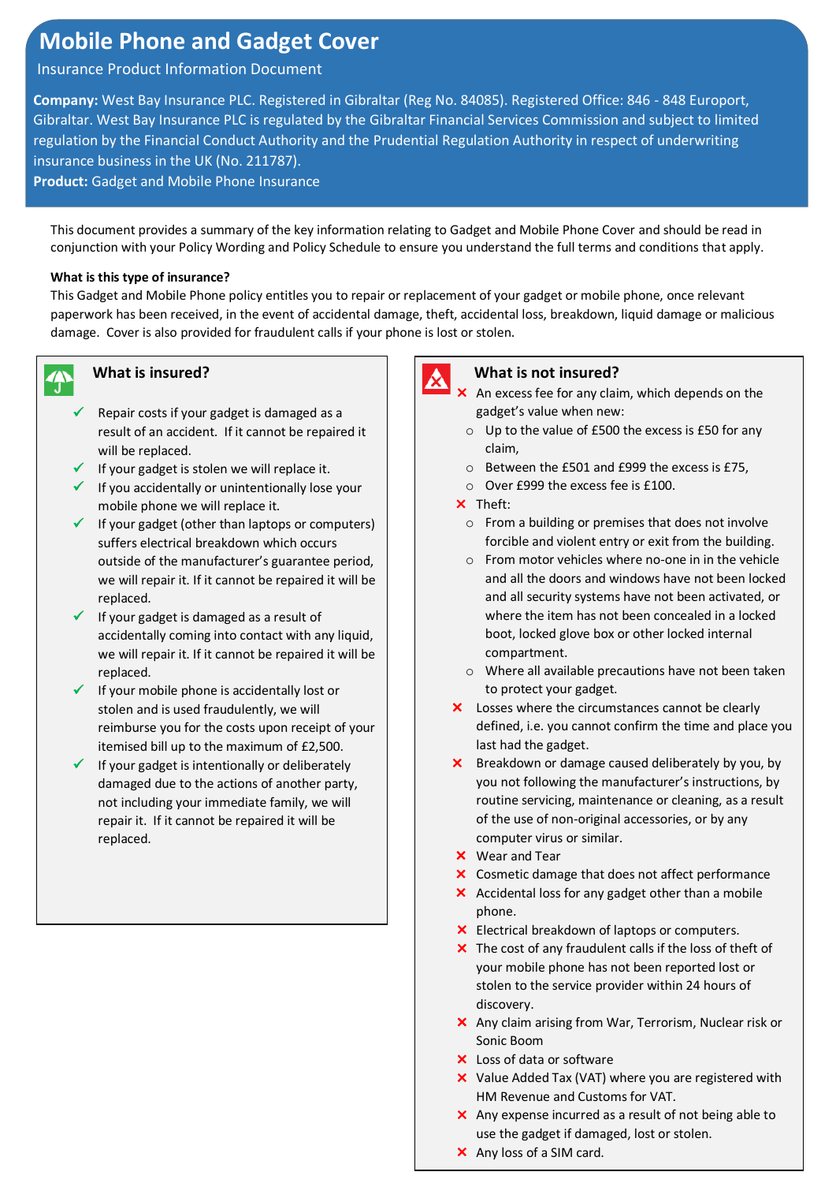# Mobile Phone and Gadget Cover

Insurance Product Information Document

**Company:** West Bay Insurance PLC. Registered in Gibraltar (Reg No. 84085). Registered Office: 846 - 848 Europort, Gibraltar. West Bay Insurance PLC is regulated by the Gibraltar Financial Services Commission and subject to limited regulation by the Financial Conduct Authority and the Prudential Regulation Authority in respect of underwriting insurance business in the UK (No. 211787).

**Product:** Gadget and Mobile Phone Insurance

This document provides a summary of the key information relating to Gadget and Mobile Phone Cover and should be read in conjunction with your Policy Wording and Policy Schedule to ensure you understand the full terms and conditions that apply.

**What is this type of insurance?**

This Gadget and Mobile Phone policy entitles you to repair or replacement of your gadget or mobile phone, once relevant paperwork has been received, in the event of accidental damage, theft, accidental loss, breakdown, liquid damage or malicious damage. Cover is also provided for fraudulent calls if your phone is lost or stolen.

## What is insured?

- ✓ Repair costs if your gadget is damaged as a result of an accident. If it cannot be repaired it will be replaced.
- ✓ If your gadget is stolen we will replace it.
- ✓ If you accidentally or unintentionally lose your mobile phone we will replace it.
- ✓ If your gadget (other than laptops or computers) suffers electrical breakdown which occurs outside of the manufacturer's guarantee period, we will repair it. If it cannot be repaired it will be replaced.
- ✓ If your gadget is damaged as a result of accidentally coming into contact with any liquid, we will repair it. If it cannot be repaired it will be replaced.
- ✓ If your mobile phone is accidentally lost or stolen and is used fraudulently, we will reimburse you for the costs upon receipt of your itemised bill up to the maximum of £2,500.
- ✓ If your gadget is intentionally or deliberately damaged due to the actions of another party, not including your immediate family, we will repair it. If it cannot be repaired it will be replaced.

## What is not insured?

- ✗ An excess fee for any claim, which depends on the gadget's value when new:
  - Up to the value of £500 the excess is £50 for any claim,
  - Between the £501 and £999 the excess is £75,
  - Over £999 the excess fee is £100.
- ✗ Theft:
  - From a building or premises that does not involve forcible and violent entry or exit from the building.
  - From motor vehicles where no-one in in the vehicle and all the doors and windows have not been locked and all security systems have not been activated, or where the item has not been concealed in a locked boot, locked glove box or other locked internal compartment.
  - Where all available precautions have not been taken to protect your gadget.
- ✗ Losses where the circumstances cannot be clearly defined, i.e. you cannot confirm the time and place you last had the gadget.
- ✗ Breakdown or damage caused deliberately by you, by you not following the manufacturer's instructions, by routine servicing, maintenance or cleaning, as a result of the use of non-original accessories, or by any computer virus or similar.
- ✗ Wear and Tear
- ✗ Cosmetic damage that does not affect performance
- ✗ Accidental loss for any gadget other than a mobile phone.
- ✗ Electrical breakdown of laptops or computers.
- ✗ The cost of any fraudulent calls if the loss of theft of your mobile phone has not been reported lost or stolen to the service provider within 24 hours of discovery.
- ✗ Any claim arising from War, Terrorism, Nuclear risk or Sonic Boom
- ✗ Loss of data or software
- ✗ Value Added Tax (VAT) where you are registered with HM Revenue and Customs for VAT.
- ✗ Any expense incurred as a result of not being able to use the gadget if damaged, lost or stolen.
- ✗ Any loss of a SIM card.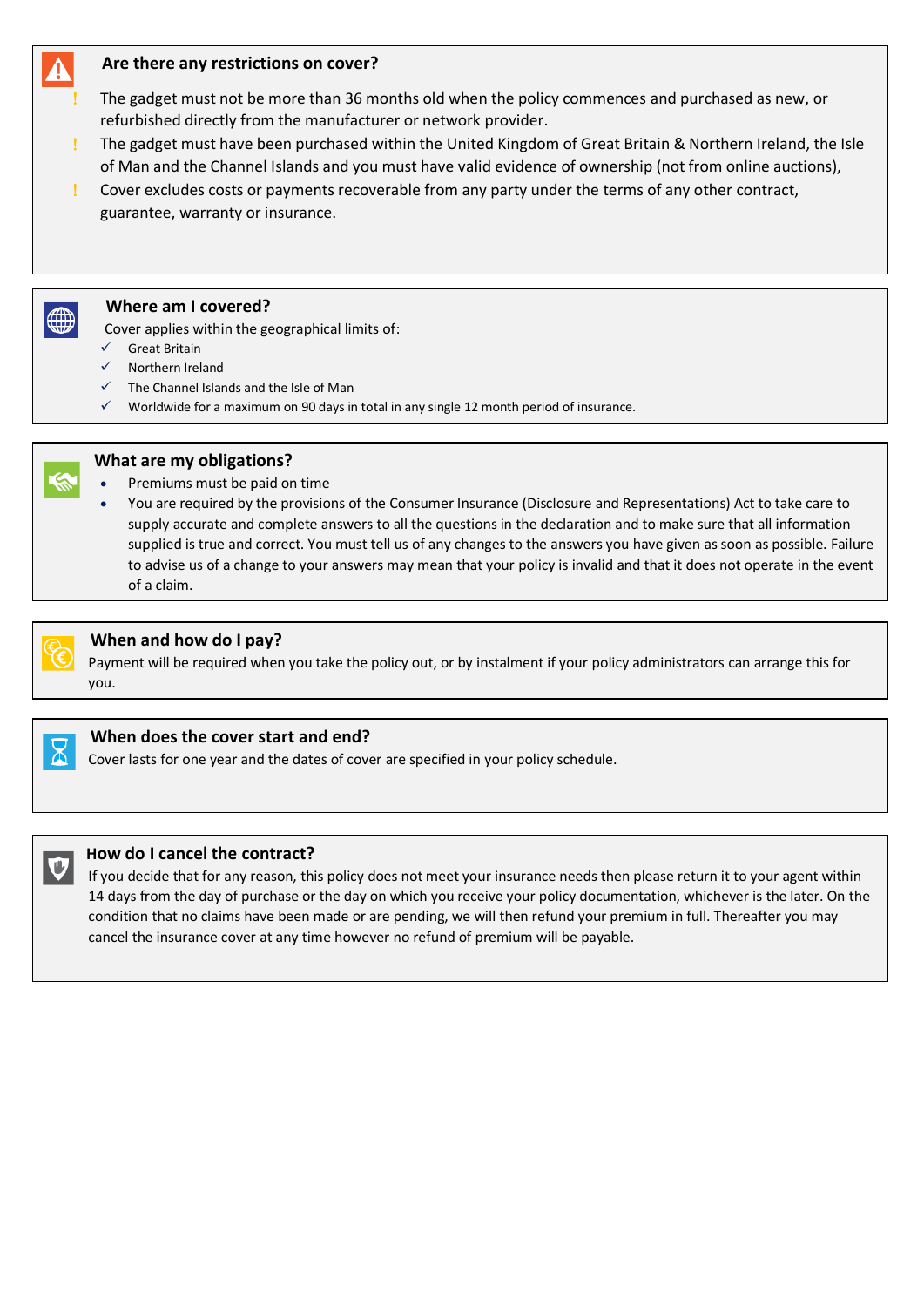## Are there any restrictions on cover?

- ! The gadget must not be more than 36 months old when the policy commences and purchased as new, or refurbished directly from the manufacturer or network provider.
- ! The gadget must have been purchased within the United Kingdom of Great Britain & Northern Ireland, the Isle of Man and the Channel Islands and you must have valid evidence of ownership (not from online auctions),
- ! Cover excludes costs or payments recoverable from any party under the terms of any other contract, guarantee, warranty or insurance.

## Where am I covered?

Cover applies within the geographical limits of:

- ✓ Great Britain
- ✓ Northern Ireland
- ✓ The Channel Islands and the Isle of Man
- ✓ Worldwide for a maximum on 90 days in total in any single 12 month period of insurance.

## What are my obligations?

- Premiums must be paid on time
- You are required by the provisions of the Consumer Insurance (Disclosure and Representations) Act to take care to supply accurate and complete answers to all the questions in the declaration and to make sure that all information supplied is true and correct. You must tell us of any changes to the answers you have given as soon as possible. Failure to advise us of a change to your answers may mean that your policy is invalid and that it does not operate in the event of a claim.

## When and how do I pay?

Payment will be required when you take the policy out, or by instalment if your policy administrators can arrange this for you.

## When does the cover start and end?

Cover lasts for one year and the dates of cover are specified in your policy schedule.

## How do I cancel the contract?

If you decide that for any reason, this policy does not meet your insurance needs then please return it to your agent within 14 days from the day of purchase or the day on which you receive your policy documentation, whichever is the later. On the condition that no claims have been made or are pending, we will then refund your premium in full. Thereafter you may cancel the insurance cover at any time however no refund of premium will be payable.